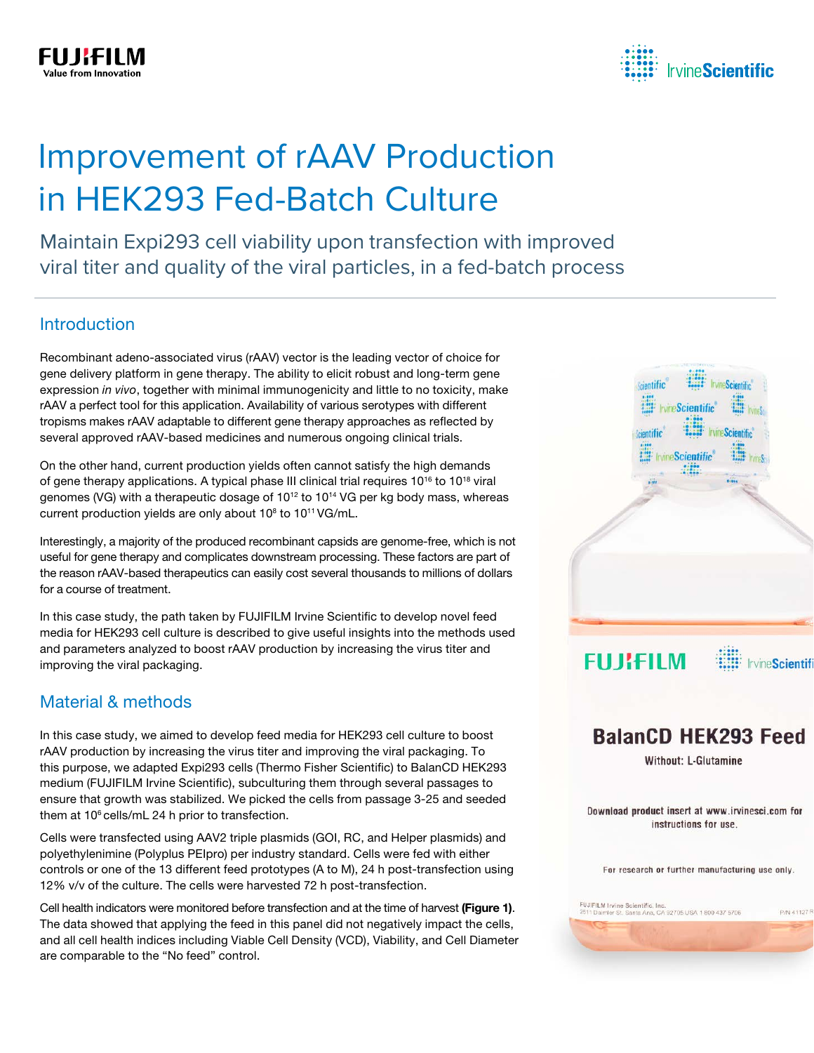# Improvement of rAAV Production in HEK293 Fed-Batch Culture

Maintain Expi293 cell viability upon transfection with improved viral titer and quality of the viral particles, in a fed-batch process

## Introduction

Recombinant adeno-associated virus (rAAV) vector is the leading vector of choice for gene delivery platform in gene therapy. The ability to elicit robust and long-term gene expression *in vivo*, together with minimal immunogenicity and little to no toxicity, make rAAV a perfect tool for this application. Availability of various serotypes with different tropisms makes rAAV adaptable to different gene therapy approaches as reflected by several approved rAAV-based medicines and numerous ongoing clinical trials.

On the other hand, current production yields often cannot satisfy the high demands of gene therapy applications. A typical phase III clinical trial requires $10^{16}$ to $10^{18}$ viral genomes (VG) with a therapeutic dosage of $10^{12}$ to $10^{14}$ VG per kg body mass, whereas current production yields are only about $10^{8}$ to $10^{11}$ VG/mL.

Interestingly, a majority of the produced recombinant capsids are genome-free, which is not useful for gene therapy and complicates downstream processing. These factors are part of the reason rAAV-based therapeutics can easily cost several thousands to millions of dollars for a course of treatment.

In this case study, the path taken by FUJIFILM Irvine Scientific to develop novel feed media for HEK293 cell culture is described to give useful insights into the methods used and parameters analyzed to boost rAAV production by increasing the virus titer and improving the viral packaging.

## Material & methods

In this case study, we aimed to develop feed media for HEK293 cell culture to boost rAAV production by increasing the virus titer and improving the viral packaging. To this purpose, we adapted Expi293 cells (Thermo Fisher Scientific) to BalanCD HEK293 medium (FUJIFILM Irvine Scientific), subculturing them through several passages to ensure that growth was stabilized. We picked the cells from passage 3-25 and seeded them at $10^{6}$ cells/mL 24 h prior to transfection.

Cells were transfected using AAV2 triple plasmids (GOI, RC, and Helper plasmids) and polyethylenimine (Polyplus PEIpro) per industry standard. Cells were fed with either controls or one of the 13 different feed prototypes (A to M), 24 h post-transfection using 12% v/v of the culture. The cells were harvested 72 h post-transfection.

Cell health indicators were monitored before transfection and at the time of harvest **(Figure 1)**. The data showed that applying the feed in this panel did not negatively impact the cells, and all cell health indices including Viable Cell Density (VCD), Viability, and Cell Diameter are comparable to the "No feed" control.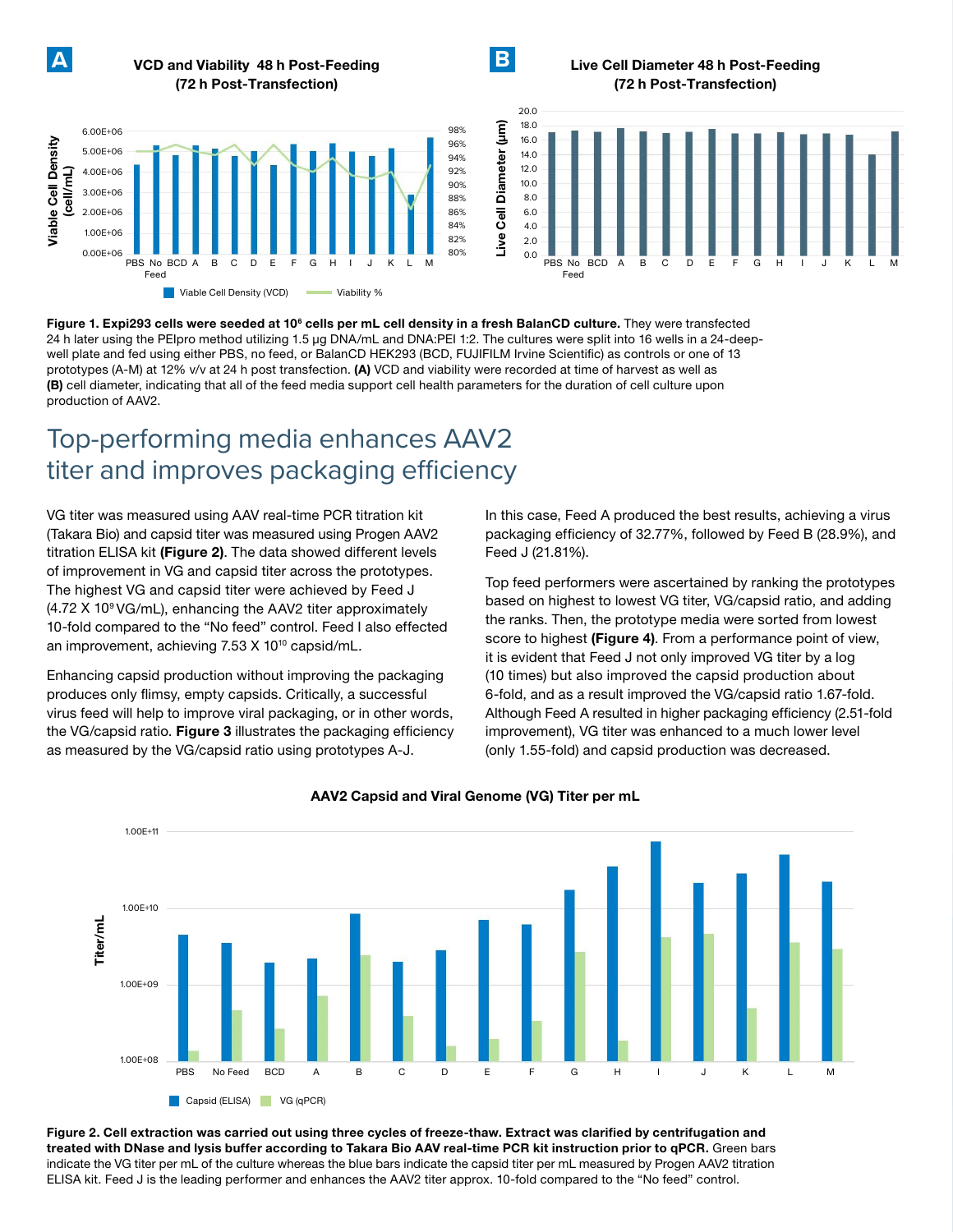**Figure 1. Expi293 cells were seeded at $10^6$ cells per mL cell density in a fresh BalanCD culture.** They were transfected 24 h later using the PEIpro method utilizing 1.5 µg DNA/mL and DNA:PEI 1:2. The cultures were split into 16 wells in a 24-deep-well plate and fed using either PBS, no feed, or BalanCD HEK293 (BCD, FUJIFILM Irvine Scientific) as controls or one of 13 prototypes (A-M) at 12% v/v at 24 h post transfection. **(A)** VCD and viability were recorded at time of harvest as well as **(B)** cell diameter, indicating that all of the feed media support cell health parameters for the duration of cell culture upon production of AAV2.

## Top-performing media enhances AAV2 titer and improves packaging efficiency

VG titer was measured using AAV real-time PCR titration kit (Takara Bio) and capsid titer was measured using Progen AAV2 titration ELISA kit **(Figure 2)**. The data showed different levels of improvement in VG and capsid titer across the prototypes. The highest VG and capsid titer were achieved by Feed J ($4.72 \times 10^9$ VG/mL), enhancing the AAV2 titer approximately 10-fold compared to the "No feed" control. Feed I also effected an improvement, achieving $7.53 \times 10^{10}$ capsid/mL.

Enhancing capsid production without improving the packaging produces only flimsy, empty capsids. Critically, a successful virus feed will help to improve viral packaging, or in other words, the VG/capsid ratio. **Figure 3** illustrates the packaging efficiency as measured by the VG/capsid ratio using prototypes A-J.

In this case, Feed A produced the best results, achieving a virus packaging efficiency of 32.77%, followed by Feed B (28.9%), and Feed J (21.81%).

Top feed performers were ascertained by ranking the prototypes based on highest to lowest VG titer, VG/capsid ratio, and adding the ranks. Then, the prototype media were sorted from lowest score to highest **(Figure 4)**. From a performance point of view, it is evident that Feed J not only improved VG titer by a log (10 times) but also improved the capsid production about 6-fold, and as a result improved the VG/capsid ratio 1.67-fold. Although Feed A resulted in higher packaging efficiency (2.51-fold improvement), VG titer was enhanced to a much lower level (only 1.55-fold) and capsid production was decreased.

**Figure 2. Cell extraction was carried out using three cycles of freeze-thaw. Extract was clarified by centrifugation and treated with DNase and lysis buffer according to Takara Bio AAV real-time PCR kit instruction prior to qPCR.** Green bars indicate the VG titer per mL of the culture whereas the blue bars indicate the capsid titer per mL measured by Progen AAV2 titration ELISA kit. Feed J is the leading performer and enhances the AAV2 titer approx. 10-fold compared to the "No feed" control.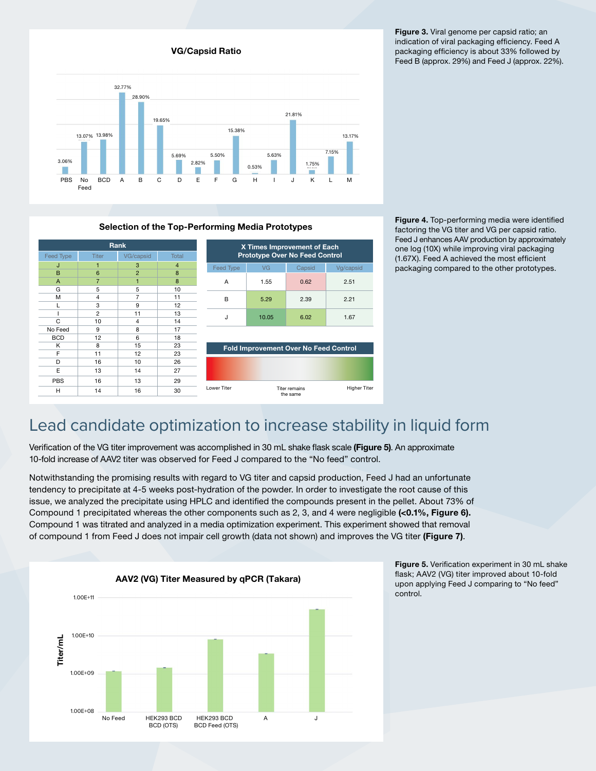**VG/Capsid Ratio**

| PBS | No Feed | BCD | A | B | C | D | E | F | G | H | I | J | K | L | M |
|---|---|---|---|---|---|---|---|---|---|---|---|---|---|---|---|
| 3.06% | 13.07% | 13.98% | 32.77% | 28.90% | 19.65% | 5.69% | 2.82% | 5.50% | 15.38% | 0.53% | 5.63% | 21.81% | 1.75% | 7.15% | 13.17% |

**Figure 3.** Viral genome per capsid ratio; an indication of viral packaging efficiency. Feed A packaging efficiency is about 33% followed by Feed B (approx. 29%) and Feed J (approx. 22%).

**Selection of the Top-Performing Media Prototypes**

| Rank | | | |
|---|---|---|---|
| Feed Type | Titer | VG/capsid | Total |
| J | 1 | 3 | 4 |
| B | 6 | 2 | 8 |
| A | 7 | 1 | 8 |
| G | 5 | 5 | 10 |
| M | 4 | 7 | 11 |
| L | 3 | 9 | 12 |
| I | 2 | 11 | 13 |
| C | 10 | 4 | 14 |
| No Feed | 9 | 8 | 17 |
| BCD | 12 | 6 | 18 |
| K | 8 | 15 | 23 |
| F | 11 | 12 | 23 |
| D | 16 | 10 | 26 |
| E | 13 | 14 | 27 |
| PBS | 16 | 13 | 29 |
| H | 14 | 16 | 30 |

| X Times Improvement of Each Prototype Over No Feed Control | | | |
|---|---|---|---|
| Feed Type | VG | Capsid | Vg/capsid |
| A | 1.55 | 0.62 | 2.51 |
| B | 5.29 | 2.39 | 2.21 |
| J | 10.05 | 6.02 | 1.67 |

**Fold Improvement Over No Feed Control**

Lower Titer — Titer remains the same — Higher Titer

**Figure 4.** Top-performing media were identified factoring the VG titer and VG per capsid ratio. Feed J enhances AAV production by approximately one log (10X) while improving viral packaging (1.67X). Feed A achieved the most efficient packaging compared to the other prototypes.

## Lead candidate optimization to increase stability in liquid form

Verification of the VG titer improvement was accomplished in 30 mL shake flask scale **(Figure 5)**. An approximate 10-fold increase of AAV2 titer was observed for Feed J compared to the "No feed" control.

Notwithstanding the promising results with regard to VG titer and capsid production, Feed J had an unfortunate tendency to precipitate at 4-5 weeks post-hydration of the powder. In order to investigate the root cause of this issue, we analyzed the precipitate using HPLC and identified the compounds present in the pellet. About 73% of Compound 1 precipitated whereas the other components such as 2, 3, and 4 were negligible **(<0.1%, Figure 6).** Compound 1 was titrated and analyzed in a media optimization experiment. This experiment showed that removal of compound 1 from Feed J does not impair cell growth (data not shown) and improves the VG titer **(Figure 7)**.

**AAV2 (VG) Titer Measured by qPCR (Takara)**

Titer/mL: 1.00E+08, 1.00E+09, 1.00E+10, 1.00E+11

No Feed | HEK293 BCD BCD (OTS) | HEK293 BCD BCD Feed (OTS) | A | J

**Figure 5.** Verification experiment in 30 mL shake flask; AAV2 (VG) titer improved about 10-fold upon applying Feed J comparing to "No feed" control.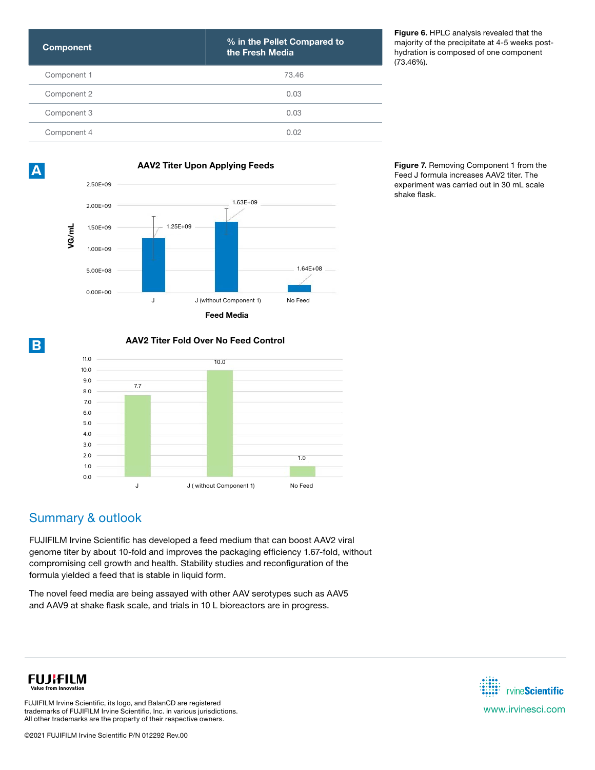| Component | % in the Pellet Compared to the Fresh Media |
|---|---|
| Component 1 | 73.46 |
| Component 2 | 0.03 |
| Component 3 | 0.03 |
| Component 4 | 0.02 |

**Figure 6.** HPLC analysis revealed that the majority of the precipitate at 4-5 weeks post-hydration is composed of one component (73.46%).

A

AAV2 Titer Upon Applying Feeds

VG/mL

2.50E+09
2.00E+09
1.50E+09
1.00E+09
5.00E+08
0.00E+00

1.25E+09
1.63E+09
1.64E+08

J
J (without Component 1)
No Feed

Feed Media

B

AAV2 Titer Fold Over No Feed Control

11.0
10.0
9.0
8.0
7.0
6.0
5.0
4.0
3.0
2.0
1.0
0.0

7.7
10.0
1.0

J
J ( without Component 1)
No Feed

**Figure 7.** Removing Component 1 from the Feed J formula increases AAV2 titer. The experiment was carried out in 30 mL scale shake flask.

## Summary & outlook

FUJIFILM Irvine Scientific has developed a feed medium that can boost AAV2 viral genome titer by about 10-fold and improves the packaging efficiency 1.67-fold, without compromising cell growth and health. Stability studies and reconfiguration of the formula yielded a feed that is stable in liquid form.

The novel feed media are being assayed with other AAV serotypes such as AAV5 and AAV9 at shake flask scale, and trials in 10 L bioreactors are in progress.

FUJIFILM
Value from Innovation

FUJIFILM Irvine Scientific, its logo, and BalanCD are registered trademarks of FUJIFILM Irvine Scientific, Inc. in various jurisdictions. All other trademarks are the property of their respective owners.

©2021 FUJIFILM Irvine Scientific P/N 012292 Rev.00

IrvineScientific

www.irvinesci.com